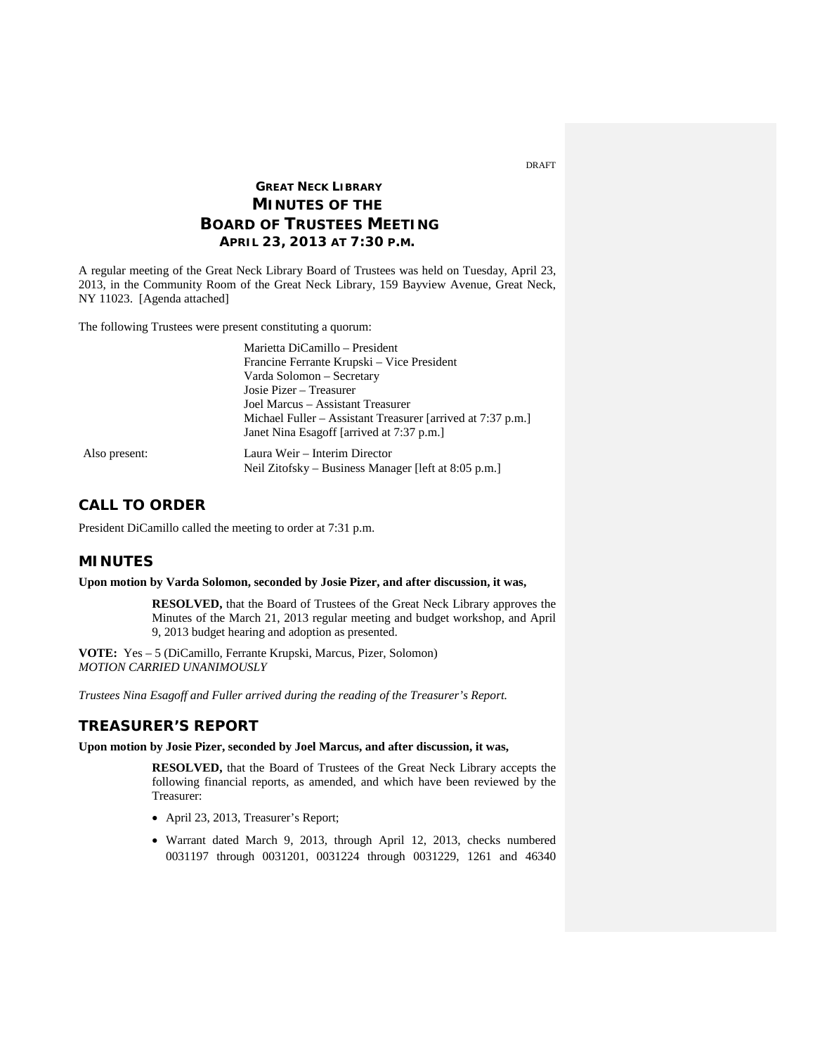DRAFT

# GREAT NECK LIBRARY
# MINUTES OF THE BOARD OF TRUSTEES MEETING
## APRIL 23, 2013 AT 7:30 P.M.

A regular meeting of the Great Neck Library Board of Trustees was held on Tuesday, April 23, 2013, in the Community Room of the Great Neck Library, 159 Bayview Avenue, Great Neck, NY 11023. [Agenda attached]

The following Trustees were present constituting a quorum:

Marietta DiCamillo – President
Francine Ferrante Krupski – Vice President
Varda Solomon – Secretary
Josie Pizer – Treasurer
Joel Marcus – Assistant Treasurer
Michael Fuller – Assistant Treasurer [arrived at 7:37 p.m.]
Janet Nina Esagoff [arrived at 7:37 p.m.]

Also present:

Laura Weir – Interim Director
Neil Zitofsky – Business Manager [left at 8:05 p.m.]

## CALL TO ORDER

President DiCamillo called the meeting to order at 7:31 p.m.

## MINUTES

**Upon motion by Varda Solomon, seconded by Josie Pizer, and after discussion, it was,**

> **RESOLVED,** that the Board of Trustees of the Great Neck Library approves the Minutes of the March 21, 2013 regular meeting and budget workshop, and April 9, 2013 budget hearing and adoption as presented.

**VOTE:** Yes – 5 (DiCamillo, Ferrante Krupski, Marcus, Pizer, Solomon)
*MOTION CARRIED UNANIMOUSLY*

*Trustees Nina Esagoff and Fuller arrived during the reading of the Treasurer's Report.*

## TREASURER'S REPORT

**Upon motion by Josie Pizer, seconded by Joel Marcus, and after discussion, it was,**

> **RESOLVED,** that the Board of Trustees of the Great Neck Library accepts the following financial reports, as amended, and which have been reviewed by the Treasurer:

- April 23, 2013, Treasurer's Report;
- Warrant dated March 9, 2013, through April 12, 2013, checks numbered 0031197 through 0031201, 0031224 through 0031229, 1261 and 46340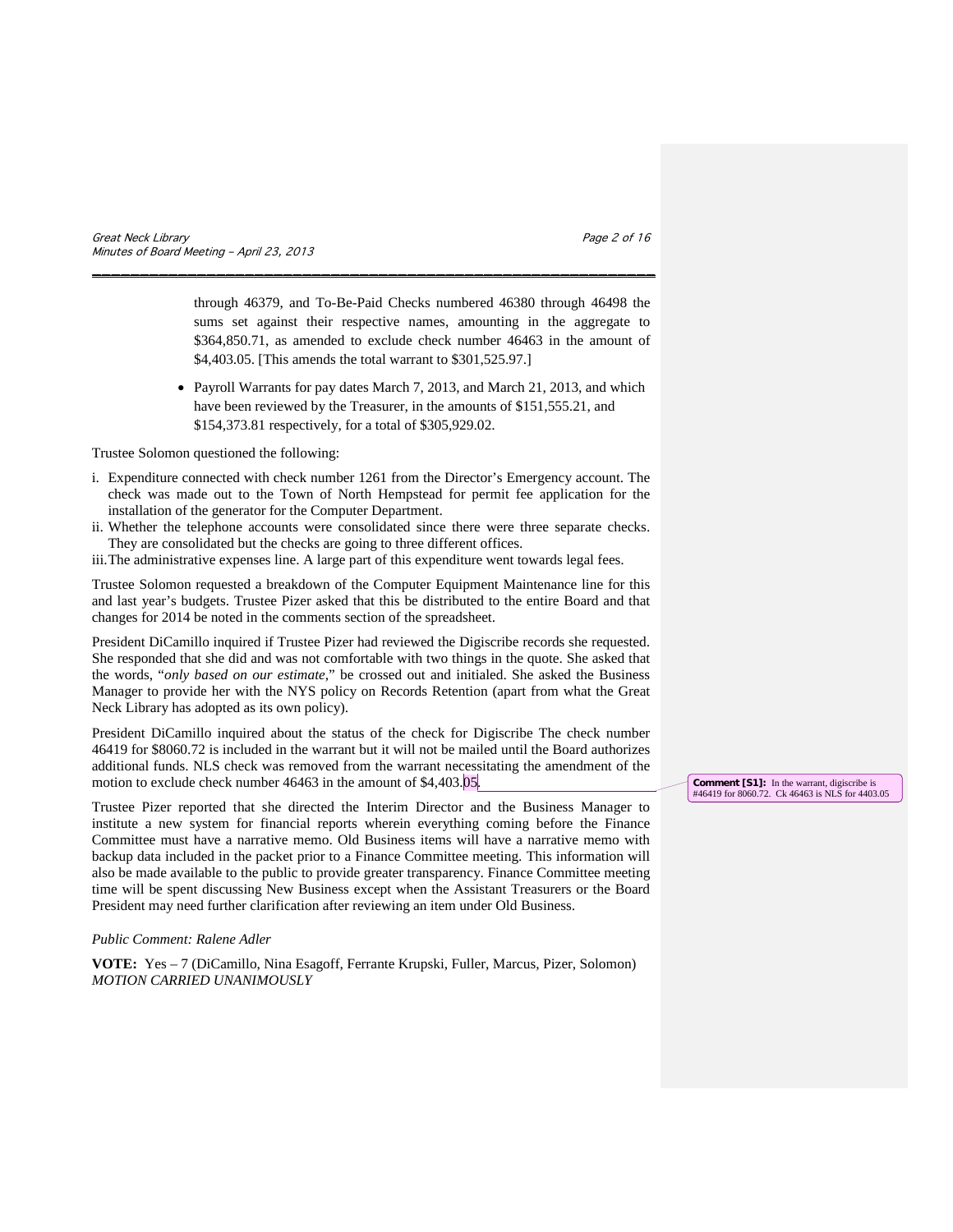through 46379, and To-Be-Paid Checks numbered 46380 through 46498 the sums set against their respective names, amounting in the aggregate to $364,850.71, as amended to exclude check number 46463 in the amount of $4,403.05. [This amends the total warrant to $301,525.97.]

- Payroll Warrants for pay dates March 7, 2013, and March 21, 2013, and which have been reviewed by the Treasurer, in the amounts of $151,555.21, and $154,373.81 respectively, for a total of $305,929.02.

Trustee Solomon questioned the following:

i. Expenditure connected with check number 1261 from the Director's Emergency account. The check was made out to the Town of North Hempstead for permit fee application for the installation of the generator for the Computer Department.
ii. Whether the telephone accounts were consolidated since there were three separate checks. They are consolidated but the checks are going to three different offices.
iii. The administrative expenses line. A large part of this expenditure went towards legal fees.

Trustee Solomon requested a breakdown of the Computer Equipment Maintenance line for this and last year's budgets. Trustee Pizer asked that this be distributed to the entire Board and that changes for 2014 be noted in the comments section of the spreadsheet.

President DiCamillo inquired if Trustee Pizer had reviewed the Digiscribe records she requested. She responded that she did and was not comfortable with two things in the quote. She asked that the words, "*only based on our estimate*," be crossed out and initialed. She asked the Business Manager to provide her with the NYS policy on Records Retention (apart from what the Great Neck Library has adopted as its own policy).

President DiCamillo inquired about the status of the check for Digiscribe The check number 46419 for $8060.72 is included in the warrant but it will not be mailed until the Board authorizes additional funds. NLS check was removed from the warrant necessitating the amendment of the motion to exclude check number 46463 in the amount of $4,403.05.

**Comment [S1]:** In the warrant, digiscribe is #46419 for 8060.72. Ck 46463 is NLS for 4403.05

Trustee Pizer reported that she directed the Interim Director and the Business Manager to institute a new system for financial reports wherein everything coming before the Finance Committee must have a narrative memo. Old Business items will have a narrative memo with backup data included in the packet prior to a Finance Committee meeting. This information will also be made available to the public to provide greater transparency. Finance Committee meeting time will be spent discussing New Business except when the Assistant Treasurers or the Board President may need further clarification after reviewing an item under Old Business.

*Public Comment: Ralene Adler*

**VOTE:** Yes – 7 (DiCamillo, Nina Esagoff, Ferrante Krupski, Fuller, Marcus, Pizer, Solomon)
*MOTION CARRIED UNANIMOUSLY*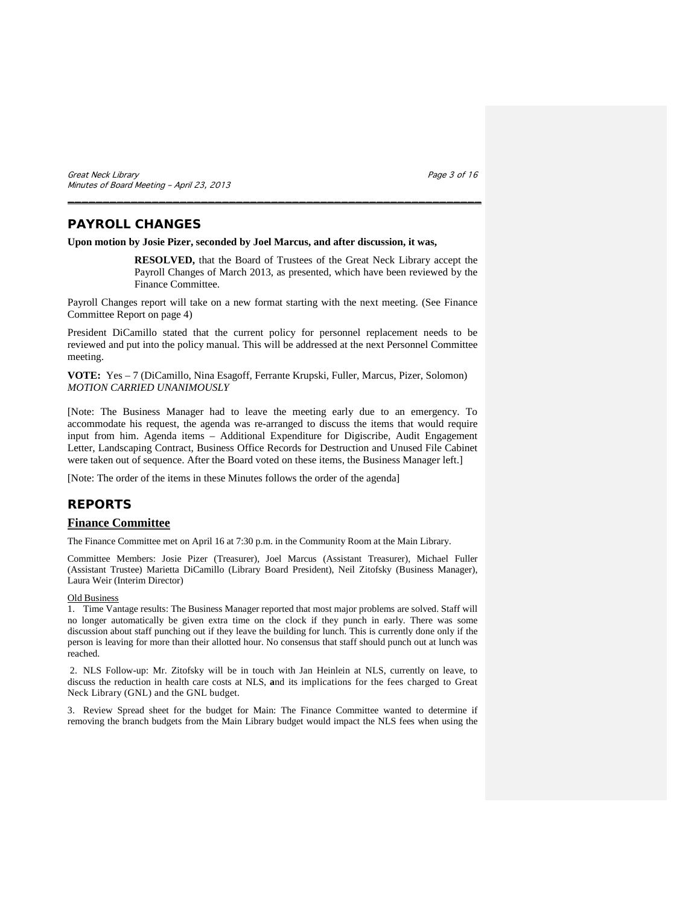## PAYROLL CHANGES

**Upon motion by Josie Pizer, seconded by Joel Marcus, and after discussion, it was,**

> **RESOLVED,** that the Board of Trustees of the Great Neck Library accept the Payroll Changes of March 2013, as presented, which have been reviewed by the Finance Committee.

Payroll Changes report will take on a new format starting with the next meeting. (See Finance Committee Report on page 4)

President DiCamillo stated that the current policy for personnel replacement needs to be reviewed and put into the policy manual. This will be addressed at the next Personnel Committee meeting.

**VOTE:** Yes – 7 (DiCamillo, Nina Esagoff, Ferrante Krupski, Fuller, Marcus, Pizer, Solomon)
*MOTION CARRIED UNANIMOUSLY*

[Note: The Business Manager had to leave the meeting early due to an emergency. To accommodate his request, the agenda was re-arranged to discuss the items that would require input from him. Agenda items – Additional Expenditure for Digiscribe, Audit Engagement Letter, Landscaping Contract, Business Office Records for Destruction and Unused File Cabinet were taken out of sequence. After the Board voted on these items, the Business Manager left.]

[Note: The order of the items in these Minutes follows the order of the agenda]

## REPORTS

### Finance Committee

The Finance Committee met on April 16 at 7:30 p.m. in the Community Room at the Main Library.

Committee Members: Josie Pizer (Treasurer), Joel Marcus (Assistant Treasurer), Michael Fuller (Assistant Trustee) Marietta DiCamillo (Library Board President), Neil Zitofsky (Business Manager), Laura Weir (Interim Director)

Old Business

1. Time Vantage results: The Business Manager reported that most major problems are solved. Staff will no longer automatically be given extra time on the clock if they punch in early. There was some discussion about staff punching out if they leave the building for lunch. This is currently done only if the person is leaving for more than their allotted hour. No consensus that staff should punch out at lunch was reached.

2. NLS Follow-up: Mr. Zitofsky will be in touch with Jan Heinlein at NLS, currently on leave, to discuss the reduction in health care costs at NLS, **a**nd its implications for the fees charged to Great Neck Library (GNL) and the GNL budget.

3. Review Spread sheet for the budget for Main: The Finance Committee wanted to determine if removing the branch budgets from the Main Library budget would impact the NLS fees when using the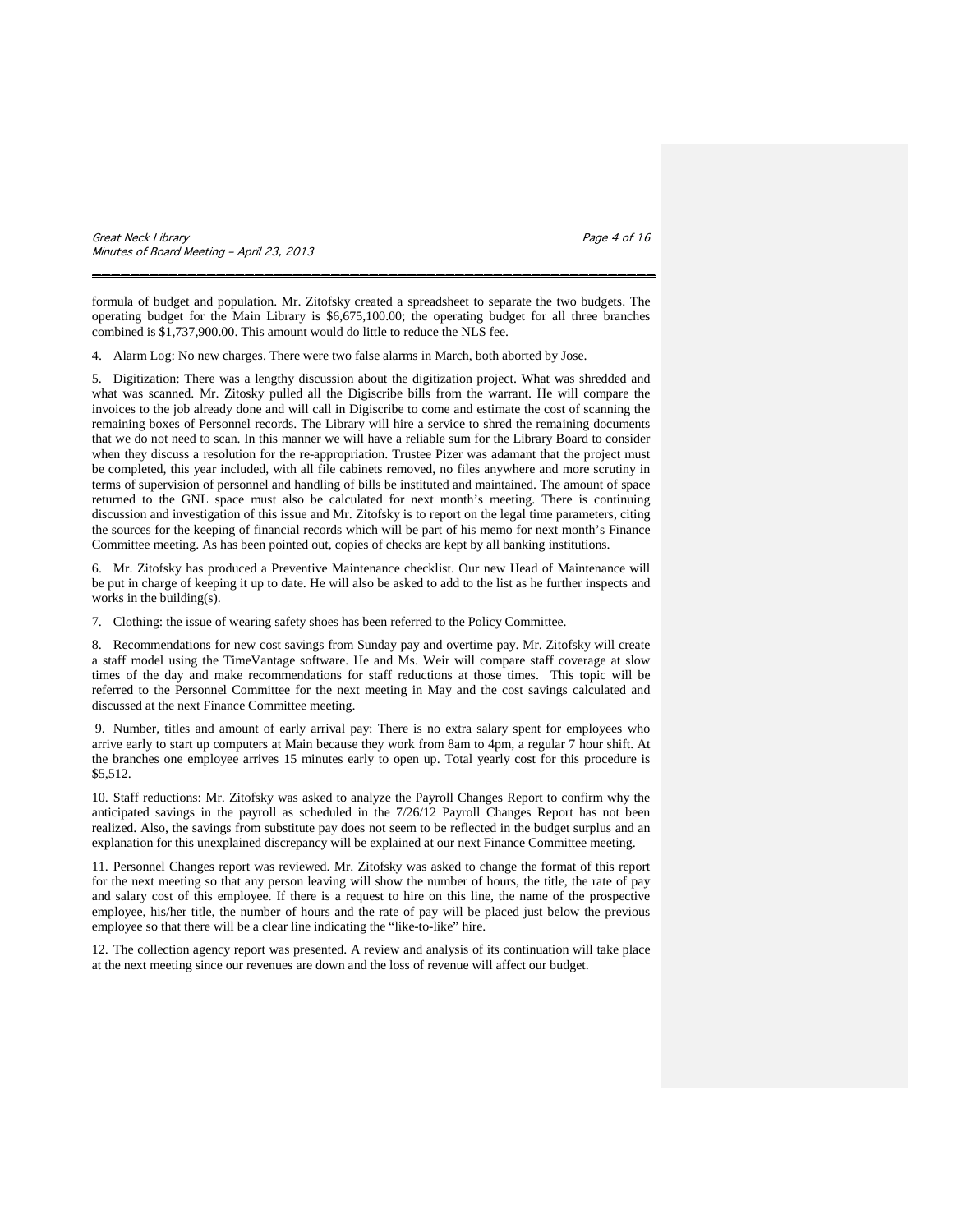formula of budget and population. Mr. Zitofsky created a spreadsheet to separate the two budgets. The operating budget for the Main Library is $6,675,100.00; the operating budget for all three branches combined is $1,737,900.00. This amount would do little to reduce the NLS fee.

4. Alarm Log: No new charges. There were two false alarms in March, both aborted by Jose.

5. Digitization: There was a lengthy discussion about the digitization project. What was shredded and what was scanned. Mr. Zitosky pulled all the Digiscribe bills from the warrant. He will compare the invoices to the job already done and will call in Digiscribe to come and estimate the cost of scanning the remaining boxes of Personnel records. The Library will hire a service to shred the remaining documents that we do not need to scan. In this manner we will have a reliable sum for the Library Board to consider when they discuss a resolution for the re-appropriation. Trustee Pizer was adamant that the project must be completed, this year included, with all file cabinets removed, no files anywhere and more scrutiny in terms of supervision of personnel and handling of bills be instituted and maintained. The amount of space returned to the GNL space must also be calculated for next month's meeting. There is continuing discussion and investigation of this issue and Mr. Zitofsky is to report on the legal time parameters, citing the sources for the keeping of financial records which will be part of his memo for next month's Finance Committee meeting. As has been pointed out, copies of checks are kept by all banking institutions.

6. Mr. Zitofsky has produced a Preventive Maintenance checklist. Our new Head of Maintenance will be put in charge of keeping it up to date. He will also be asked to add to the list as he further inspects and works in the building(s).

7. Clothing: the issue of wearing safety shoes has been referred to the Policy Committee.

8. Recommendations for new cost savings from Sunday pay and overtime pay. Mr. Zitofsky will create a staff model using the TimeVantage software. He and Ms. Weir will compare staff coverage at slow times of the day and make recommendations for staff reductions at those times. This topic will be referred to the Personnel Committee for the next meeting in May and the cost savings calculated and discussed at the next Finance Committee meeting.

9. Number, titles and amount of early arrival pay: There is no extra salary spent for employees who arrive early to start up computers at Main because they work from 8am to 4pm, a regular 7 hour shift. At the branches one employee arrives 15 minutes early to open up. Total yearly cost for this procedure is $5,512.

10. Staff reductions: Mr. Zitofsky was asked to analyze the Payroll Changes Report to confirm why the anticipated savings in the payroll as scheduled in the 7/26/12 Payroll Changes Report has not been realized. Also, the savings from substitute pay does not seem to be reflected in the budget surplus and an explanation for this unexplained discrepancy will be explained at our next Finance Committee meeting.

11. Personnel Changes report was reviewed. Mr. Zitofsky was asked to change the format of this report for the next meeting so that any person leaving will show the number of hours, the title, the rate of pay and salary cost of this employee. If there is a request to hire on this line, the name of the prospective employee, his/her title, the number of hours and the rate of pay will be placed just below the previous employee so that there will be a clear line indicating the "like-to-like" hire.

12. The collection agency report was presented. A review and analysis of its continuation will take place at the next meeting since our revenues are down and the loss of revenue will affect our budget.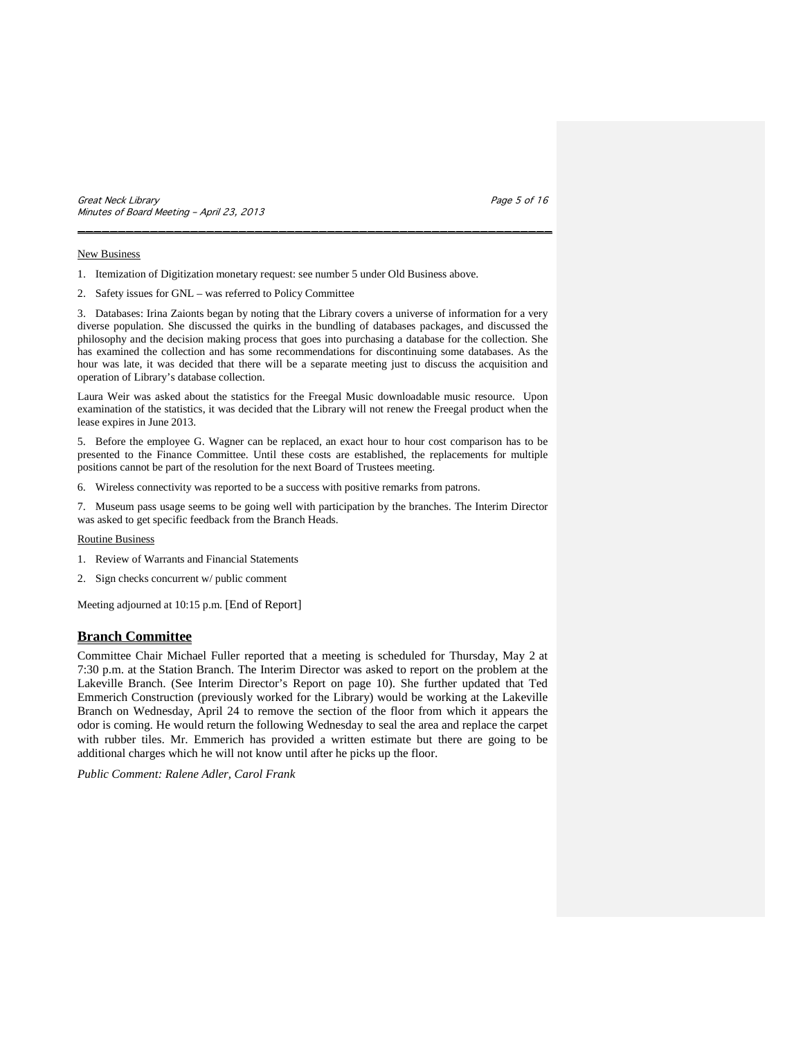New Business

1. Itemization of Digitization monetary request: see number 5 under Old Business above.

2. Safety issues for GNL – was referred to Policy Committee

3. Databases: Irina Zaionts began by noting that the Library covers a universe of information for a very diverse population. She discussed the quirks in the bundling of databases packages, and discussed the philosophy and the decision making process that goes into purchasing a database for the collection. She has examined the collection and has some recommendations for discontinuing some databases. As the hour was late, it was decided that there will be a separate meeting just to discuss the acquisition and operation of Library's database collection.

Laura Weir was asked about the statistics for the Freegal Music downloadable music resource. Upon examination of the statistics, it was decided that the Library will not renew the Freegal product when the lease expires in June 2013.

5. Before the employee G. Wagner can be replaced, an exact hour to hour cost comparison has to be presented to the Finance Committee. Until these costs are established, the replacements for multiple positions cannot be part of the resolution for the next Board of Trustees meeting.

6. Wireless connectivity was reported to be a success with positive remarks from patrons.

7. Museum pass usage seems to be going well with participation by the branches. The Interim Director was asked to get specific feedback from the Branch Heads.

Routine Business

1. Review of Warrants and Financial Statements

2. Sign checks concurrent w/ public comment

Meeting adjourned at 10:15 p.m. [End of Report]

## Branch Committee

Committee Chair Michael Fuller reported that a meeting is scheduled for Thursday, May 2 at 7:30 p.m. at the Station Branch. The Interim Director was asked to report on the problem at the Lakeville Branch. (See Interim Director's Report on page 10). She further updated that Ted Emmerich Construction (previously worked for the Library) would be working at the Lakeville Branch on Wednesday, April 24 to remove the section of the floor from which it appears the odor is coming. He would return the following Wednesday to seal the area and replace the carpet with rubber tiles. Mr. Emmerich has provided a written estimate but there are going to be additional charges which he will not know until after he picks up the floor.

*Public Comment: Ralene Adler, Carol Frank*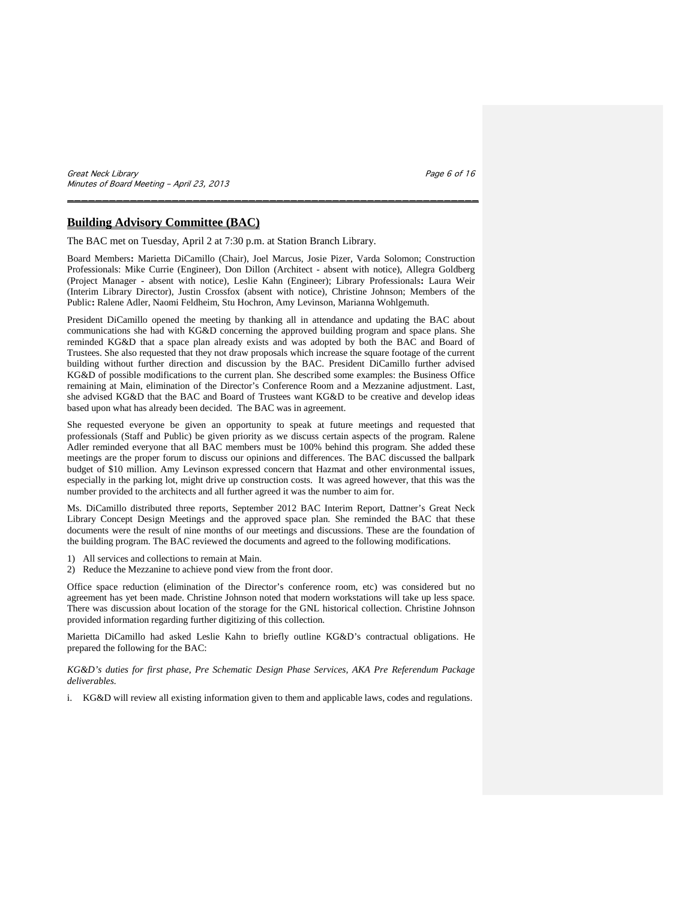## Building Advisory Committee (BAC)

The BAC met on Tuesday, April 2 at 7:30 p.m. at Station Branch Library.

Board Members**:** Marietta DiCamillo (Chair), Joel Marcus, Josie Pizer, Varda Solomon; Construction Professionals: Mike Currie (Engineer), Don Dillon (Architect - absent with notice), Allegra Goldberg (Project Manager - absent with notice), Leslie Kahn (Engineer); Library Professionals**:** Laura Weir (Interim Library Director), Justin Crossfox (absent with notice), Christine Johnson; Members of the Public**:** Ralene Adler, Naomi Feldheim, Stu Hochron, Amy Levinson, Marianna Wohlgemuth.

President DiCamillo opened the meeting by thanking all in attendance and updating the BAC about communications she had with KG&D concerning the approved building program and space plans. She reminded KG&D that a space plan already exists and was adopted by both the BAC and Board of Trustees. She also requested that they not draw proposals which increase the square footage of the current building without further direction and discussion by the BAC. President DiCamillo further advised KG&D of possible modifications to the current plan. She described some examples: the Business Office remaining at Main, elimination of the Director's Conference Room and a Mezzanine adjustment. Last, she advised KG&D that the BAC and Board of Trustees want KG&D to be creative and develop ideas based upon what has already been decided. The BAC was in agreement.

She requested everyone be given an opportunity to speak at future meetings and requested that professionals (Staff and Public) be given priority as we discuss certain aspects of the program. Ralene Adler reminded everyone that all BAC members must be 100% behind this program. She added these meetings are the proper forum to discuss our opinions and differences. The BAC discussed the ballpark budget of $10 million. Amy Levinson expressed concern that Hazmat and other environmental issues, especially in the parking lot, might drive up construction costs. It was agreed however, that this was the number provided to the architects and all further agreed it was the number to aim for.

Ms. DiCamillo distributed three reports, September 2012 BAC Interim Report, Dattner's Great Neck Library Concept Design Meetings and the approved space plan. She reminded the BAC that these documents were the result of nine months of our meetings and discussions. These are the foundation of the building program. The BAC reviewed the documents and agreed to the following modifications.

1) All services and collections to remain at Main.
2) Reduce the Mezzanine to achieve pond view from the front door.

Office space reduction (elimination of the Director's conference room, etc) was considered but no agreement has yet been made. Christine Johnson noted that modern workstations will take up less space. There was discussion about location of the storage for the GNL historical collection. Christine Johnson provided information regarding further digitizing of this collection.

Marietta DiCamillo had asked Leslie Kahn to briefly outline KG&D's contractual obligations. He prepared the following for the BAC:

*KG&D's duties for first phase, Pre Schematic Design Phase Services, AKA Pre Referendum Package deliverables.*

i. KG&D will review all existing information given to them and applicable laws, codes and regulations.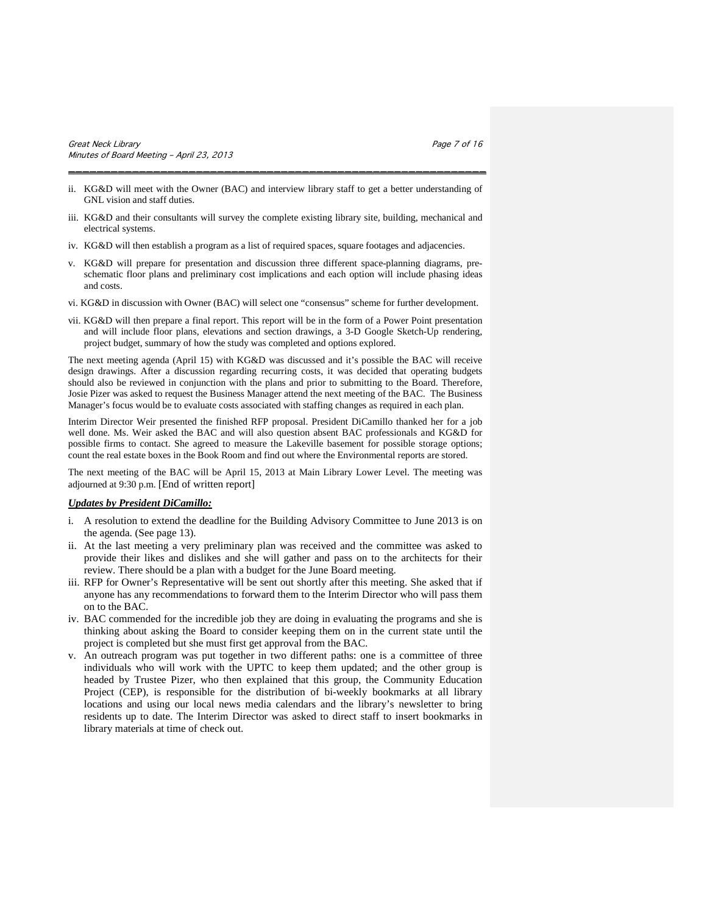ii. KG&D will meet with the Owner (BAC) and interview library staff to get a better understanding of GNL vision and staff duties.

iii. KG&D and their consultants will survey the complete existing library site, building, mechanical and electrical systems.

iv. KG&D will then establish a program as a list of required spaces, square footages and adjacencies.

v. KG&D will prepare for presentation and discussion three different space-planning diagrams, pre-schematic floor plans and preliminary cost implications and each option will include phasing ideas and costs.

vi. KG&D in discussion with Owner (BAC) will select one "consensus" scheme for further development.

vii. KG&D will then prepare a final report. This report will be in the form of a Power Point presentation and will include floor plans, elevations and section drawings, a 3-D Google Sketch-Up rendering, project budget, summary of how the study was completed and options explored.

The next meeting agenda (April 15) with KG&D was discussed and it's possible the BAC will receive design drawings. After a discussion regarding recurring costs, it was decided that operating budgets should also be reviewed in conjunction with the plans and prior to submitting to the Board. Therefore, Josie Pizer was asked to request the Business Manager attend the next meeting of the BAC. The Business Manager's focus would be to evaluate costs associated with staffing changes as required in each plan.

Interim Director Weir presented the finished RFP proposal. President DiCamillo thanked her for a job well done. Ms. Weir asked the BAC and will also question absent BAC professionals and KG&D for possible firms to contact. She agreed to measure the Lakeville basement for possible storage options; count the real estate boxes in the Book Room and find out where the Environmental reports are stored.

The next meeting of the BAC will be April 15, 2013 at Main Library Lower Level. The meeting was adjourned at 9:30 p.m. [End of written report]

***Updates by President DiCamillo:***

i. A resolution to extend the deadline for the Building Advisory Committee to June 2013 is on the agenda. (See page 13).

ii. At the last meeting a very preliminary plan was received and the committee was asked to provide their likes and dislikes and she will gather and pass on to the architects for their review. There should be a plan with a budget for the June Board meeting.

iii. RFP for Owner's Representative will be sent out shortly after this meeting. She asked that if anyone has any recommendations to forward them to the Interim Director who will pass them on to the BAC.

iv. BAC commended for the incredible job they are doing in evaluating the programs and she is thinking about asking the Board to consider keeping them on in the current state until the project is completed but she must first get approval from the BAC.

v. An outreach program was put together in two different paths: one is a committee of three individuals who will work with the UPTC to keep them updated; and the other group is headed by Trustee Pizer, who then explained that this group, the Community Education Project (CEP), is responsible for the distribution of bi-weekly bookmarks at all library locations and using our local news media calendars and the library's newsletter to bring residents up to date. The Interim Director was asked to direct staff to insert bookmarks in library materials at time of check out.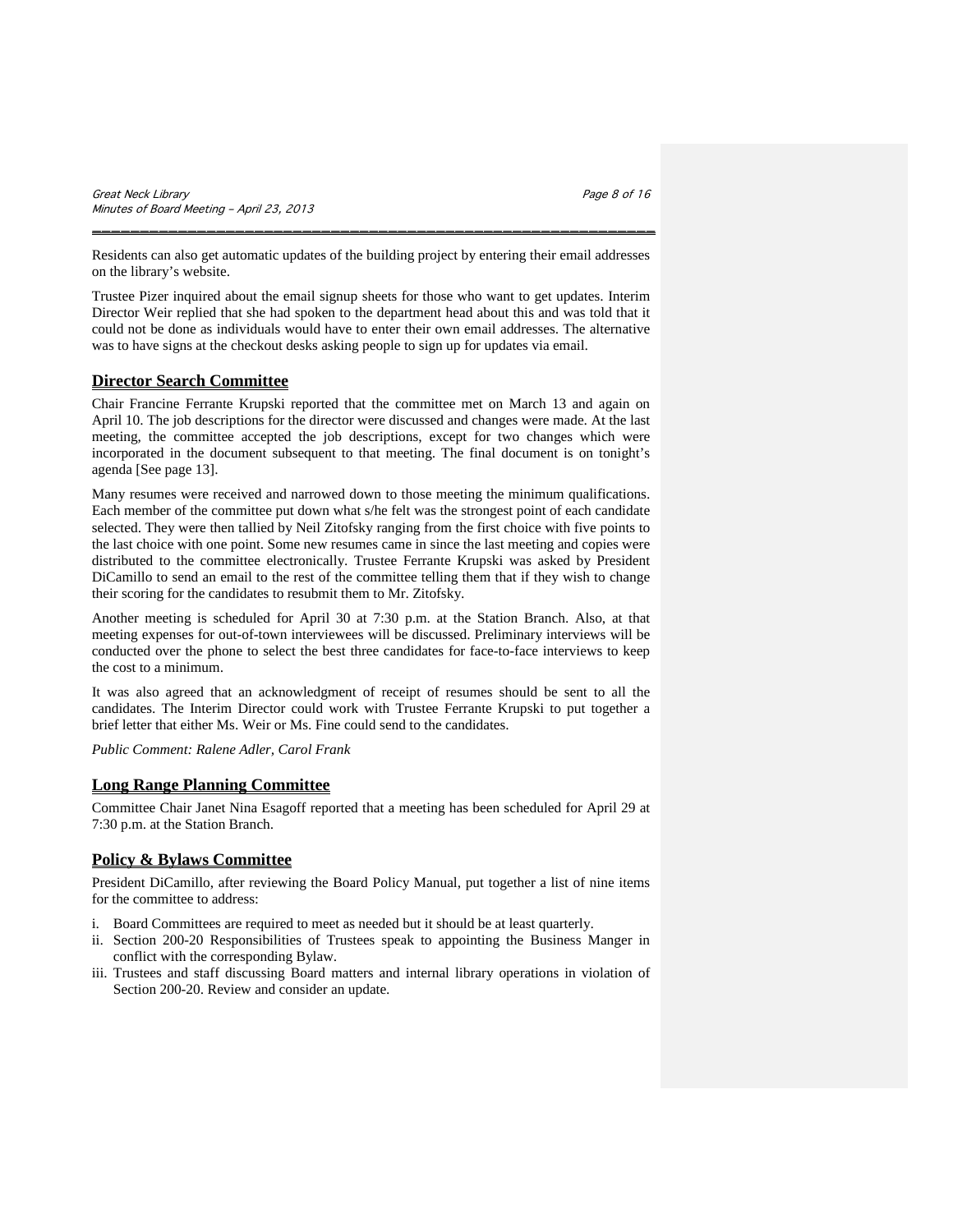Residents can also get automatic updates of the building project by entering their email addresses on the library's website.

Trustee Pizer inquired about the email signup sheets for those who want to get updates. Interim Director Weir replied that she had spoken to the department head about this and was told that it could not be done as individuals would have to enter their own email addresses. The alternative was to have signs at the checkout desks asking people to sign up for updates via email.

## Director Search Committee

Chair Francine Ferrante Krupski reported that the committee met on March 13 and again on April 10. The job descriptions for the director were discussed and changes were made. At the last meeting, the committee accepted the job descriptions, except for two changes which were incorporated in the document subsequent to that meeting. The final document is on tonight's agenda [See page 13].

Many resumes were received and narrowed down to those meeting the minimum qualifications. Each member of the committee put down what s/he felt was the strongest point of each candidate selected. They were then tallied by Neil Zitofsky ranging from the first choice with five points to the last choice with one point. Some new resumes came in since the last meeting and copies were distributed to the committee electronically. Trustee Ferrante Krupski was asked by President DiCamillo to send an email to the rest of the committee telling them that if they wish to change their scoring for the candidates to resubmit them to Mr. Zitofsky.

Another meeting is scheduled for April 30 at 7:30 p.m. at the Station Branch. Also, at that meeting expenses for out-of-town interviewees will be discussed. Preliminary interviews will be conducted over the phone to select the best three candidates for face-to-face interviews to keep the cost to a minimum.

It was also agreed that an acknowledgment of receipt of resumes should be sent to all the candidates. The Interim Director could work with Trustee Ferrante Krupski to put together a brief letter that either Ms. Weir or Ms. Fine could send to the candidates.

*Public Comment: Ralene Adler, Carol Frank*

## Long Range Planning Committee

Committee Chair Janet Nina Esagoff reported that a meeting has been scheduled for April 29 at 7:30 p.m. at the Station Branch.

## Policy & Bylaws Committee

President DiCamillo, after reviewing the Board Policy Manual, put together a list of nine items for the committee to address:

i. Board Committees are required to meet as needed but it should be at least quarterly.
ii. Section 200-20 Responsibilities of Trustees speak to appointing the Business Manger in conflict with the corresponding Bylaw.
iii. Trustees and staff discussing Board matters and internal library operations in violation of Section 200-20. Review and consider an update.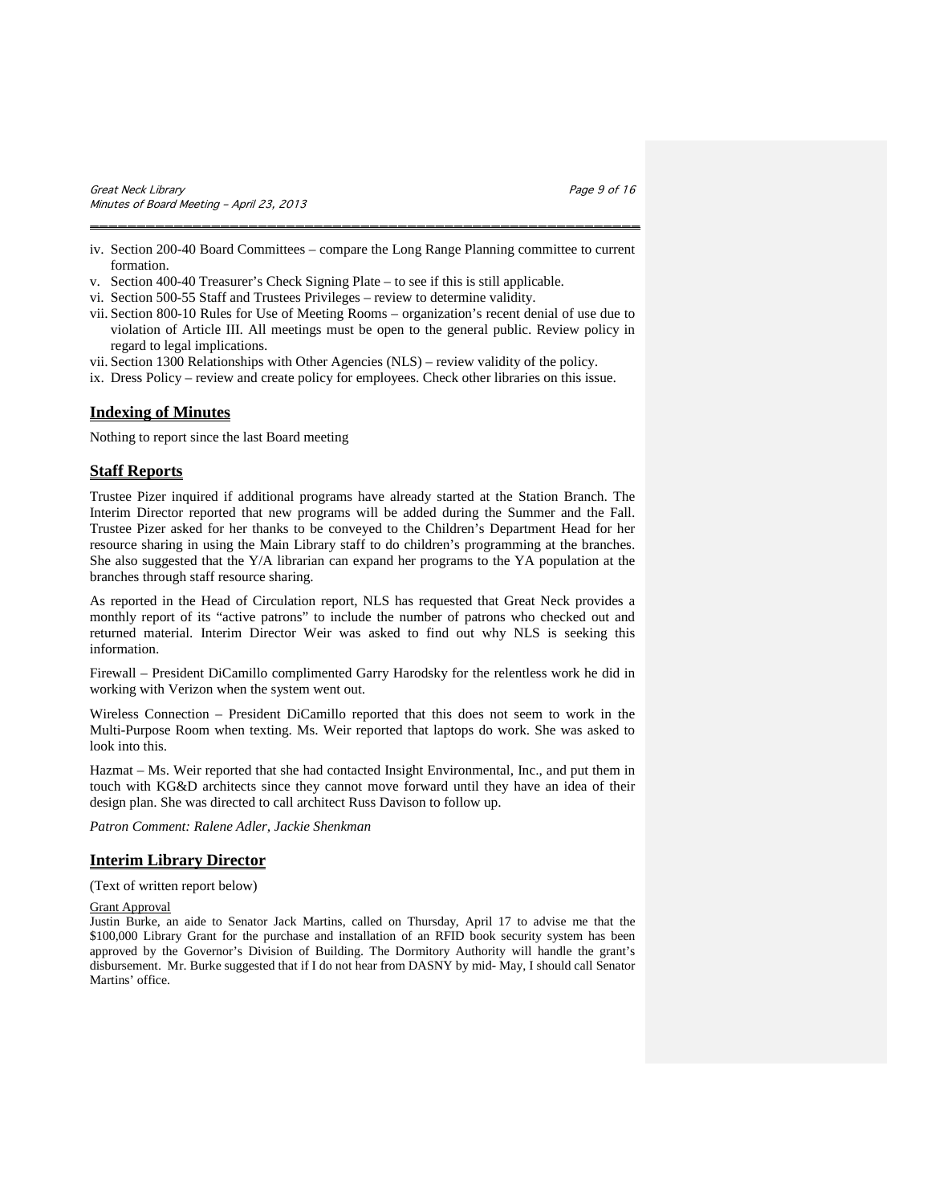iv. Section 200-40 Board Committees – compare the Long Range Planning committee to current formation.
v. Section 400-40 Treasurer's Check Signing Plate – to see if this is still applicable.
vi. Section 500-55 Staff and Trustees Privileges – review to determine validity.
vii. Section 800-10 Rules for Use of Meeting Rooms – organization's recent denial of use due to violation of Article III. All meetings must be open to the general public. Review policy in regard to legal implications.
vii. Section 1300 Relationships with Other Agencies (NLS) – review validity of the policy.
ix. Dress Policy – review and create policy for employees. Check other libraries on this issue.

## Indexing of Minutes

Nothing to report since the last Board meeting

## Staff Reports

Trustee Pizer inquired if additional programs have already started at the Station Branch. The Interim Director reported that new programs will be added during the Summer and the Fall. Trustee Pizer asked for her thanks to be conveyed to the Children's Department Head for her resource sharing in using the Main Library staff to do children's programming at the branches. She also suggested that the Y/A librarian can expand her programs to the YA population at the branches through staff resource sharing.

As reported in the Head of Circulation report, NLS has requested that Great Neck provides a monthly report of its "active patrons" to include the number of patrons who checked out and returned material. Interim Director Weir was asked to find out why NLS is seeking this information.

Firewall – President DiCamillo complimented Garry Harodsky for the relentless work he did in working with Verizon when the system went out.

Wireless Connection – President DiCamillo reported that this does not seem to work in the Multi-Purpose Room when texting. Ms. Weir reported that laptops do work. She was asked to look into this.

Hazmat – Ms. Weir reported that she had contacted Insight Environmental, Inc., and put them in touch with KG&D architects since they cannot move forward until they have an idea of their design plan. She was directed to call architect Russ Davison to follow up.

*Patron Comment: Ralene Adler, Jackie Shenkman*

## Interim Library Director

(Text of written report below)

Grant Approval

Justin Burke, an aide to Senator Jack Martins, called on Thursday, April 17 to advise me that the $100,000 Library Grant for the purchase and installation of an RFID book security system has been approved by the Governor's Division of Building. The Dormitory Authority will handle the grant's disbursement. Mr. Burke suggested that if I do not hear from DASNY by mid- May, I should call Senator Martins' office.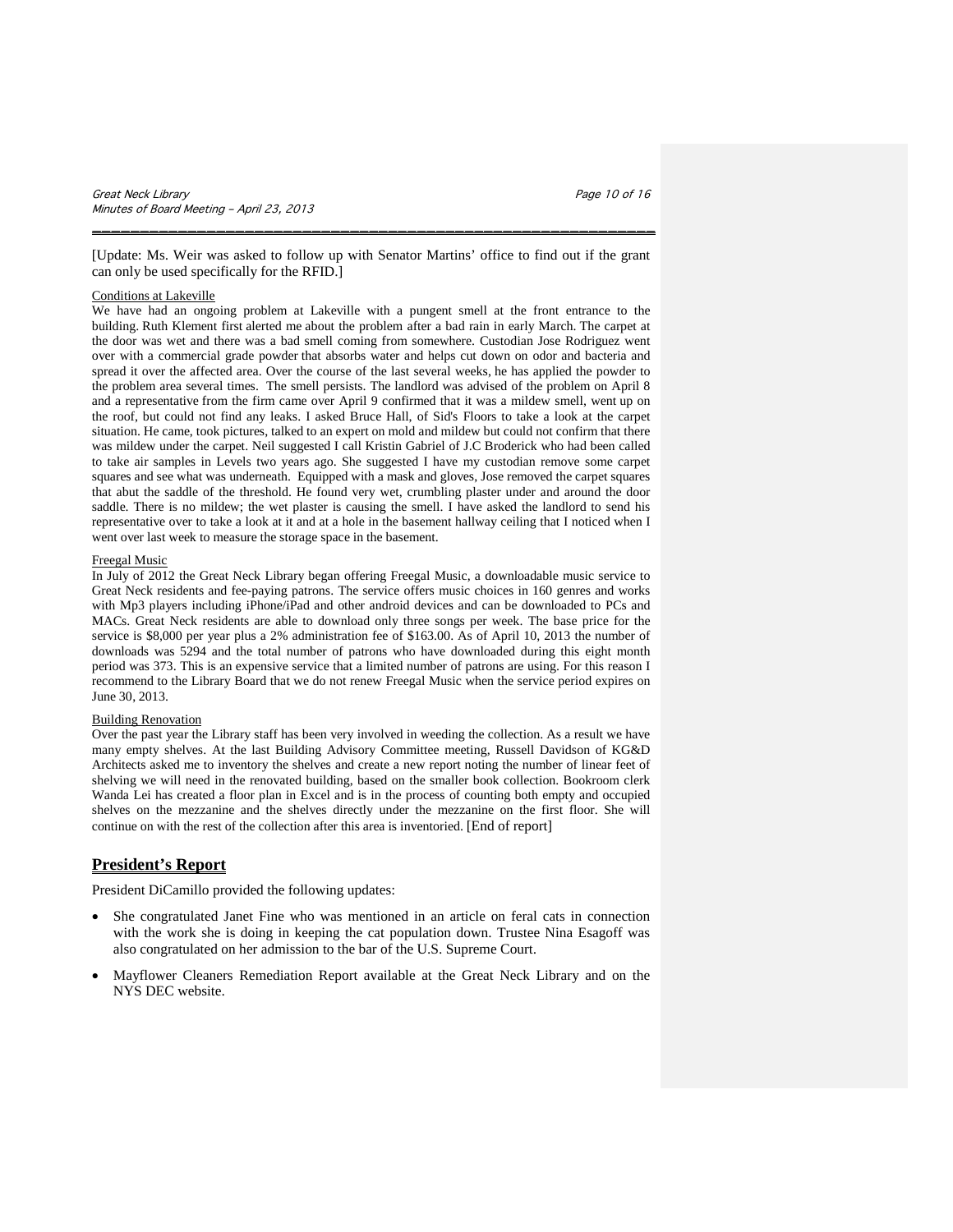[Update: Ms. Weir was asked to follow up with Senator Martins' office to find out if the grant can only be used specifically for the RFID.]

Conditions at Lakeville

We have had an ongoing problem at Lakeville with a pungent smell at the front entrance to the building. Ruth Klement first alerted me about the problem after a bad rain in early March. The carpet at the door was wet and there was a bad smell coming from somewhere. Custodian Jose Rodriguez went over with a commercial grade powder that absorbs water and helps cut down on odor and bacteria and spread it over the affected area. Over the course of the last several weeks, he has applied the powder to the problem area several times. The smell persists. The landlord was advised of the problem on April 8 and a representative from the firm came over April 9 confirmed that it was a mildew smell, went up on the roof, but could not find any leaks. I asked Bruce Hall, of Sid's Floors to take a look at the carpet situation. He came, took pictures, talked to an expert on mold and mildew but could not confirm that there was mildew under the carpet. Neil suggested I call Kristin Gabriel of J.C Broderick who had been called to take air samples in Levels two years ago. She suggested I have my custodian remove some carpet squares and see what was underneath. Equipped with a mask and gloves, Jose removed the carpet squares that abut the saddle of the threshold. He found very wet, crumbling plaster under and around the door saddle. There is no mildew; the wet plaster is causing the smell. I have asked the landlord to send his representative over to take a look at it and at a hole in the basement hallway ceiling that I noticed when I went over last week to measure the storage space in the basement.

Freegal Music

In July of 2012 the Great Neck Library began offering Freegal Music, a downloadable music service to Great Neck residents and fee-paying patrons. The service offers music choices in 160 genres and works with Mp3 players including iPhone/iPad and other android devices and can be downloaded to PCs and MACs. Great Neck residents are able to download only three songs per week. The base price for the service is $8,000 per year plus a 2% administration fee of $163.00. As of April 10, 2013 the number of downloads was 5294 and the total number of patrons who have downloaded during this eight month period was 373. This is an expensive service that a limited number of patrons are using. For this reason I recommend to the Library Board that we do not renew Freegal Music when the service period expires on June 30, 2013.

Building Renovation

Over the past year the Library staff has been very involved in weeding the collection. As a result we have many empty shelves. At the last Building Advisory Committee meeting, Russell Davidson of KG&D Architects asked me to inventory the shelves and create a new report noting the number of linear feet of shelving we will need in the renovated building, based on the smaller book collection. Bookroom clerk Wanda Lei has created a floor plan in Excel and is in the process of counting both empty and occupied shelves on the mezzanine and the shelves directly under the mezzanine on the first floor. She will continue on with the rest of the collection after this area is inventoried. [End of report]

## President's Report

President DiCamillo provided the following updates:

- She congratulated Janet Fine who was mentioned in an article on feral cats in connection with the work she is doing in keeping the cat population down. Trustee Nina Esagoff was also congratulated on her admission to the bar of the U.S. Supreme Court.
- Mayflower Cleaners Remediation Report available at the Great Neck Library and on the NYS DEC website.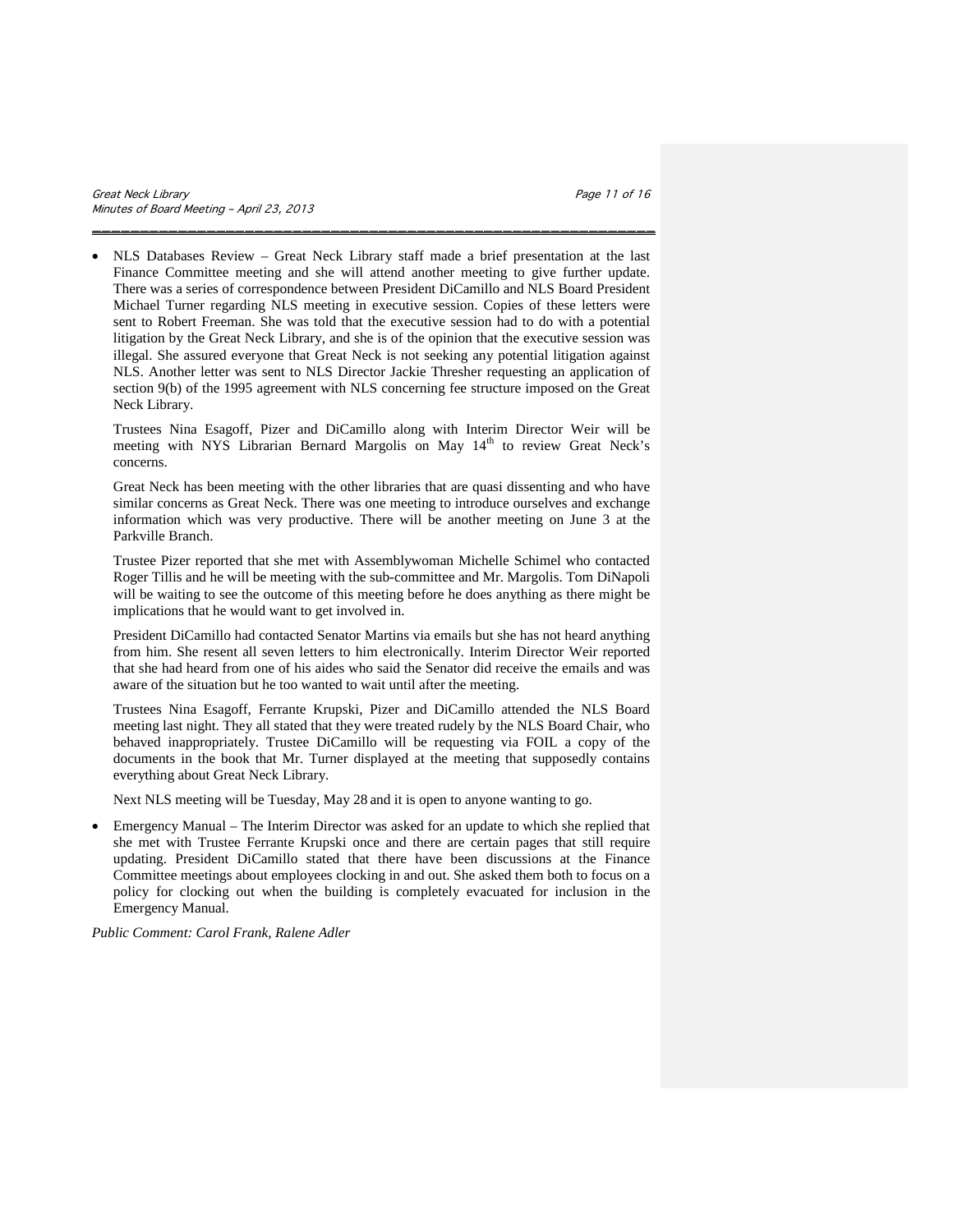- NLS Databases Review – Great Neck Library staff made a brief presentation at the last Finance Committee meeting and she will attend another meeting to give further update. There was a series of correspondence between President DiCamillo and NLS Board President Michael Turner regarding NLS meeting in executive session. Copies of these letters were sent to Robert Freeman. She was told that the executive session had to do with a potential litigation by the Great Neck Library, and she is of the opinion that the executive session was illegal. She assured everyone that Great Neck is not seeking any potential litigation against NLS. Another letter was sent to NLS Director Jackie Thresher requesting an application of section 9(b) of the 1995 agreement with NLS concerning fee structure imposed on the Great Neck Library.

  Trustees Nina Esagoff, Pizer and DiCamillo along with Interim Director Weir will be meeting with NYS Librarian Bernard Margolis on May 14th to review Great Neck's concerns.

  Great Neck has been meeting with the other libraries that are quasi dissenting and who have similar concerns as Great Neck. There was one meeting to introduce ourselves and exchange information which was very productive. There will be another meeting on June 3 at the Parkville Branch.

  Trustee Pizer reported that she met with Assemblywoman Michelle Schimel who contacted Roger Tillis and he will be meeting with the sub-committee and Mr. Margolis. Tom DiNapoli will be waiting to see the outcome of this meeting before he does anything as there might be implications that he would want to get involved in.

  President DiCamillo had contacted Senator Martins via emails but she has not heard anything from him. She resent all seven letters to him electronically. Interim Director Weir reported that she had heard from one of his aides who said the Senator did receive the emails and was aware of the situation but he too wanted to wait until after the meeting.

  Trustees Nina Esagoff, Ferrante Krupski, Pizer and DiCamillo attended the NLS Board meeting last night. They all stated that they were treated rudely by the NLS Board Chair, who behaved inappropriately. Trustee DiCamillo will be requesting via FOIL a copy of the documents in the book that Mr. Turner displayed at the meeting that supposedly contains everything about Great Neck Library.

  Next NLS meeting will be Tuesday, May 28 and it is open to anyone wanting to go.

- Emergency Manual – The Interim Director was asked for an update to which she replied that she met with Trustee Ferrante Krupski once and there are certain pages that still require updating. President DiCamillo stated that there have been discussions at the Finance Committee meetings about employees clocking in and out. She asked them both to focus on a policy for clocking out when the building is completely evacuated for inclusion in the Emergency Manual.

*Public Comment: Carol Frank, Ralene Adler*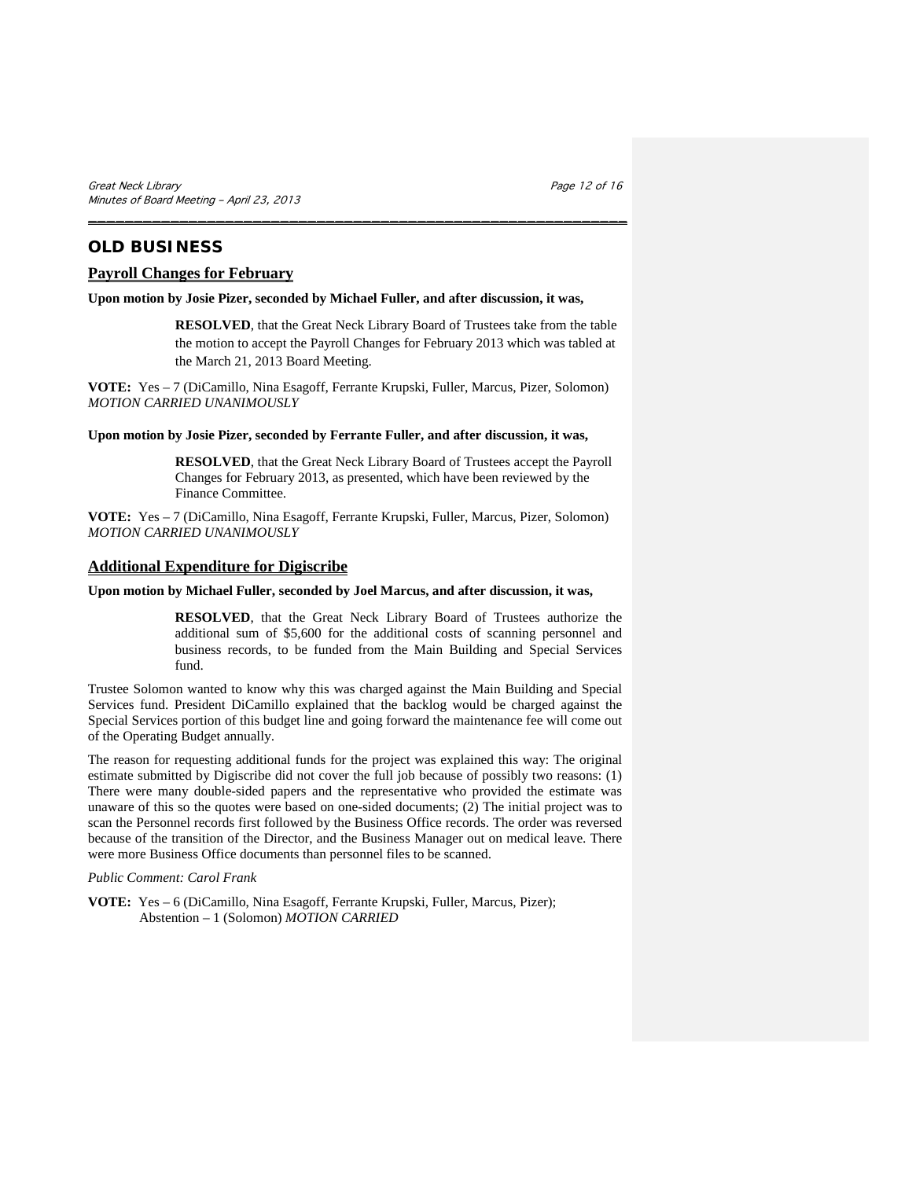## OLD BUSINESS

### Payroll Changes for February

**Upon motion by Josie Pizer, seconded by Michael Fuller, and after discussion, it was,**

> **RESOLVED**, that the Great Neck Library Board of Trustees take from the table the motion to accept the Payroll Changes for February 2013 which was tabled at the March 21, 2013 Board Meeting.

**VOTE:** Yes – 7 (DiCamillo, Nina Esagoff, Ferrante Krupski, Fuller, Marcus, Pizer, Solomon) *MOTION CARRIED UNANIMOUSLY*

**Upon motion by Josie Pizer, seconded by Ferrante Fuller, and after discussion, it was,**

> **RESOLVED**, that the Great Neck Library Board of Trustees accept the Payroll Changes for February 2013, as presented, which have been reviewed by the Finance Committee.

**VOTE:** Yes – 7 (DiCamillo, Nina Esagoff, Ferrante Krupski, Fuller, Marcus, Pizer, Solomon) *MOTION CARRIED UNANIMOUSLY*

### Additional Expenditure for Digiscribe

**Upon motion by Michael Fuller, seconded by Joel Marcus, and after discussion, it was,**

> **RESOLVED**, that the Great Neck Library Board of Trustees authorize the additional sum of $5,600 for the additional costs of scanning personnel and business records, to be funded from the Main Building and Special Services fund.

Trustee Solomon wanted to know why this was charged against the Main Building and Special Services fund. President DiCamillo explained that the backlog would be charged against the Special Services portion of this budget line and going forward the maintenance fee will come out of the Operating Budget annually.

The reason for requesting additional funds for the project was explained this way: The original estimate submitted by Digiscribe did not cover the full job because of possibly two reasons: (1) There were many double-sided papers and the representative who provided the estimate was unaware of this so the quotes were based on one-sided documents; (2) The initial project was to scan the Personnel records first followed by the Business Office records. The order was reversed because of the transition of the Director, and the Business Manager out on medical leave. There were more Business Office documents than personnel files to be scanned.

*Public Comment: Carol Frank*

**VOTE:** Yes – 6 (DiCamillo, Nina Esagoff, Ferrante Krupski, Fuller, Marcus, Pizer); Abstention – 1 (Solomon) *MOTION CARRIED*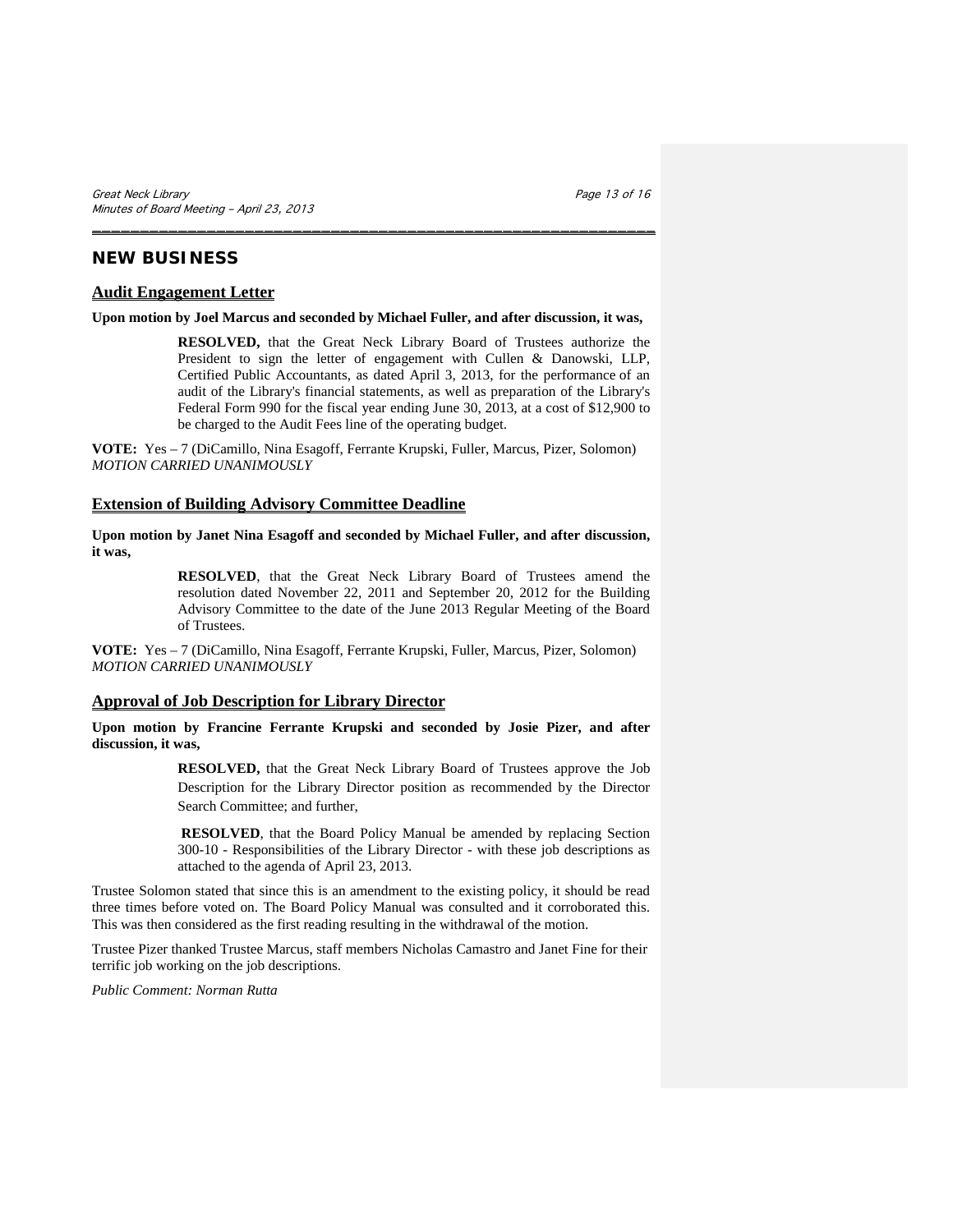## NEW BUSINESS

### Audit Engagement Letter

**Upon motion by Joel Marcus and seconded by Michael Fuller, and after discussion, it was,**

> **RESOLVED,** that the Great Neck Library Board of Trustees authorize the President to sign the letter of engagement with Cullen & Danowski, LLP, Certified Public Accountants, as dated April 3, 2013, for the performance of an audit of the Library's financial statements, as well as preparation of the Library's Federal Form 990 for the fiscal year ending June 30, 2013, at a cost of $12,900 to be charged to the Audit Fees line of the operating budget.

**VOTE:** Yes – 7 (DiCamillo, Nina Esagoff, Ferrante Krupski, Fuller, Marcus, Pizer, Solomon)
*MOTION CARRIED UNANIMOUSLY*

### Extension of Building Advisory Committee Deadline

**Upon motion by Janet Nina Esagoff and seconded by Michael Fuller, and after discussion, it was,**

> **RESOLVED**, that the Great Neck Library Board of Trustees amend the resolution dated November 22, 2011 and September 20, 2012 for the Building Advisory Committee to the date of the June 2013 Regular Meeting of the Board of Trustees.

**VOTE:** Yes – 7 (DiCamillo, Nina Esagoff, Ferrante Krupski, Fuller, Marcus, Pizer, Solomon)
*MOTION CARRIED UNANIMOUSLY*

### Approval of Job Description for Library Director

**Upon motion by Francine Ferrante Krupski and seconded by Josie Pizer, and after discussion, it was,**

> **RESOLVED,** that the Great Neck Library Board of Trustees approve the Job Description for the Library Director position as recommended by the Director Search Committee; and further,
>
> **RESOLVED**, that the Board Policy Manual be amended by replacing Section 300-10 - Responsibilities of the Library Director - with these job descriptions as attached to the agenda of April 23, 2013.

Trustee Solomon stated that since this is an amendment to the existing policy, it should be read three times before voted on. The Board Policy Manual was consulted and it corroborated this. This was then considered as the first reading resulting in the withdrawal of the motion.

Trustee Pizer thanked Trustee Marcus, staff members Nicholas Camastro and Janet Fine for their terrific job working on the job descriptions.

*Public Comment: Norman Rutta*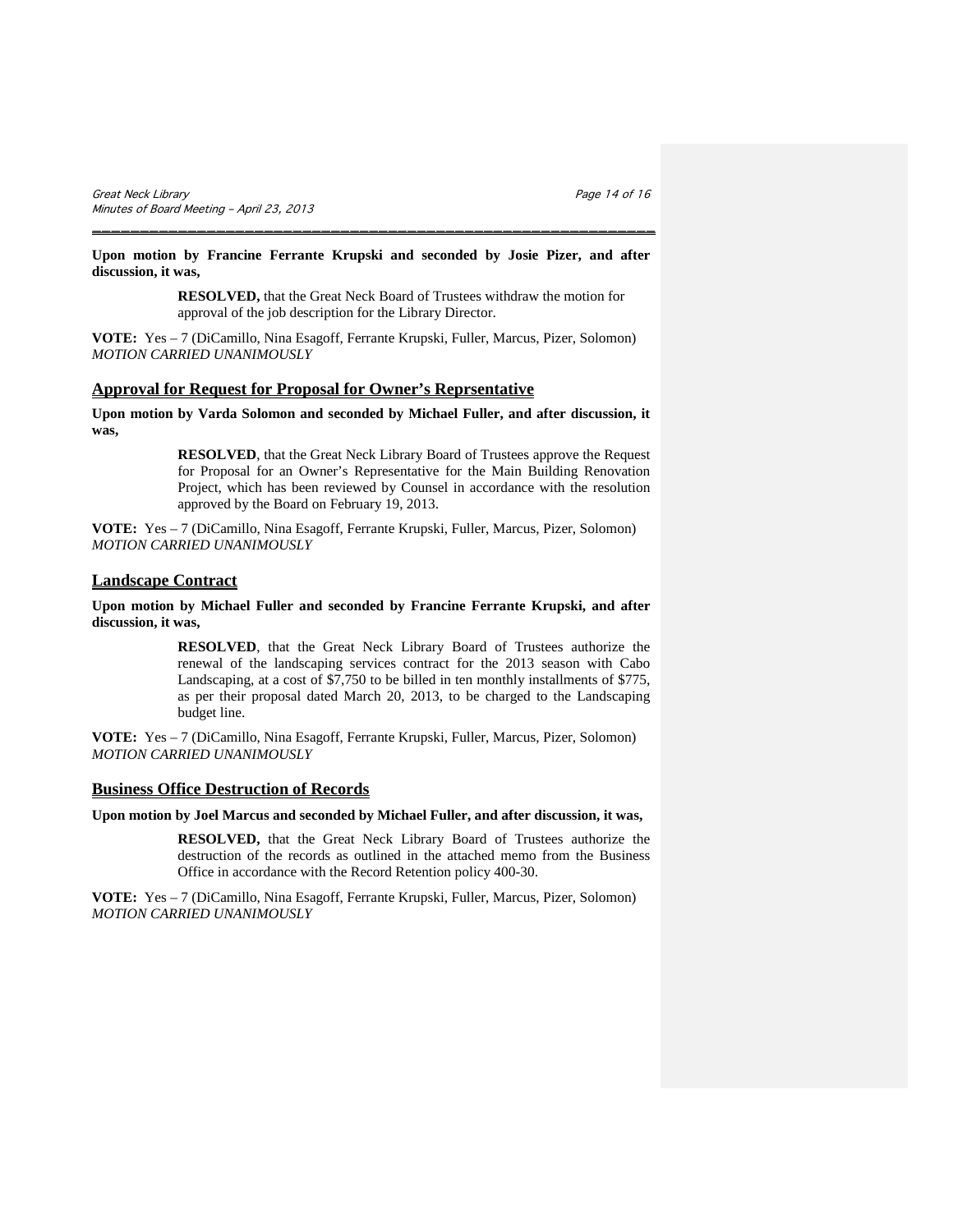**Upon motion by Francine Ferrante Krupski and seconded by Josie Pizer, and after discussion, it was,**

> **RESOLVED,** that the Great Neck Board of Trustees withdraw the motion for approval of the job description for the Library Director.

**VOTE:** Yes – 7 (DiCamillo, Nina Esagoff, Ferrante Krupski, Fuller, Marcus, Pizer, Solomon)
*MOTION CARRIED UNANIMOUSLY*

## Approval for Request for Proposal for Owner's Reprsentative

**Upon motion by Varda Solomon and seconded by Michael Fuller, and after discussion, it was,**

> **RESOLVED**, that the Great Neck Library Board of Trustees approve the Request for Proposal for an Owner's Representative for the Main Building Renovation Project, which has been reviewed by Counsel in accordance with the resolution approved by the Board on February 19, 2013.

**VOTE:** Yes – 7 (DiCamillo, Nina Esagoff, Ferrante Krupski, Fuller, Marcus, Pizer, Solomon)
*MOTION CARRIED UNANIMOUSLY*

## Landscape Contract

**Upon motion by Michael Fuller and seconded by Francine Ferrante Krupski, and after discussion, it was,**

> **RESOLVED**, that the Great Neck Library Board of Trustees authorize the renewal of the landscaping services contract for the 2013 season with Cabo Landscaping, at a cost of $7,750 to be billed in ten monthly installments of $775, as per their proposal dated March 20, 2013, to be charged to the Landscaping budget line.

**VOTE:** Yes – 7 (DiCamillo, Nina Esagoff, Ferrante Krupski, Fuller, Marcus, Pizer, Solomon)
*MOTION CARRIED UNANIMOUSLY*

## Business Office Destruction of Records

**Upon motion by Joel Marcus and seconded by Michael Fuller, and after discussion, it was,**

> **RESOLVED,** that the Great Neck Library Board of Trustees authorize the destruction of the records as outlined in the attached memo from the Business Office in accordance with the Record Retention policy 400-30.

**VOTE:** Yes – 7 (DiCamillo, Nina Esagoff, Ferrante Krupski, Fuller, Marcus, Pizer, Solomon)
*MOTION CARRIED UNANIMOUSLY*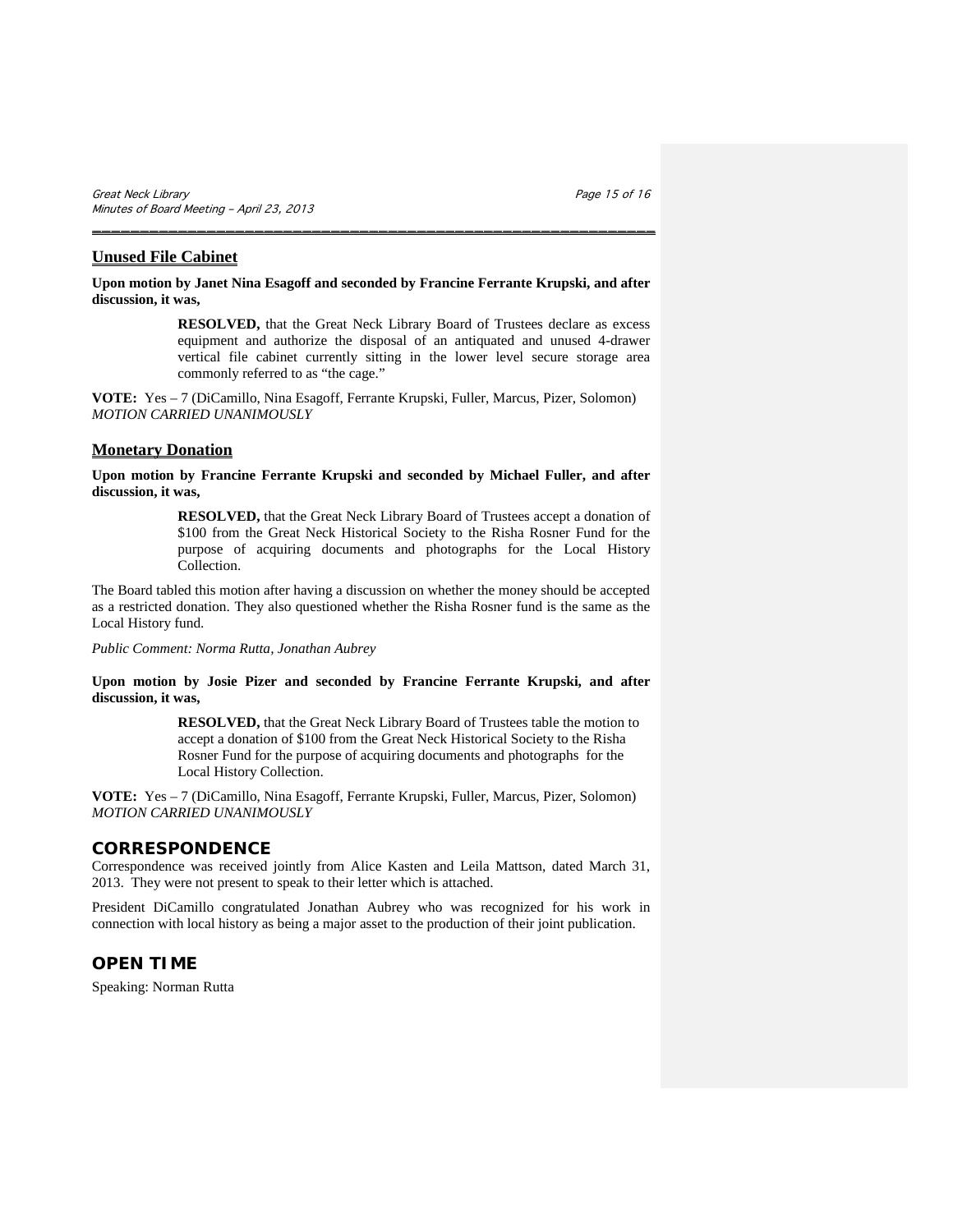## Unused File Cabinet

**Upon motion by Janet Nina Esagoff and seconded by Francine Ferrante Krupski, and after discussion, it was,**

> **RESOLVED,** that the Great Neck Library Board of Trustees declare as excess equipment and authorize the disposal of an antiquated and unused 4-drawer vertical file cabinet currently sitting in the lower level secure storage area commonly referred to as "the cage."

**VOTE:** Yes – 7 (DiCamillo, Nina Esagoff, Ferrante Krupski, Fuller, Marcus, Pizer, Solomon)
*MOTION CARRIED UNANIMOUSLY*

## Monetary Donation

**Upon motion by Francine Ferrante Krupski and seconded by Michael Fuller, and after discussion, it was,**

> **RESOLVED,** that the Great Neck Library Board of Trustees accept a donation of $100 from the Great Neck Historical Society to the Risha Rosner Fund for the purpose of acquiring documents and photographs for the Local History Collection.

The Board tabled this motion after having a discussion on whether the money should be accepted as a restricted donation. They also questioned whether the Risha Rosner fund is the same as the Local History fund.

*Public Comment: Norma Rutta, Jonathan Aubrey*

**Upon motion by Josie Pizer and seconded by Francine Ferrante Krupski, and after discussion, it was,**

> **RESOLVED,** that the Great Neck Library Board of Trustees table the motion to accept a donation of $100 from the Great Neck Historical Society to the Risha Rosner Fund for the purpose of acquiring documents and photographs for the Local History Collection.

**VOTE:** Yes – 7 (DiCamillo, Nina Esagoff, Ferrante Krupski, Fuller, Marcus, Pizer, Solomon)
*MOTION CARRIED UNANIMOUSLY*

# CORRESPONDENCE

Correspondence was received jointly from Alice Kasten and Leila Mattson, dated March 31, 2013. They were not present to speak to their letter which is attached.

President DiCamillo congratulated Jonathan Aubrey who was recognized for his work in connection with local history as being a major asset to the production of their joint publication.

# OPEN TIME

Speaking: Norman Rutta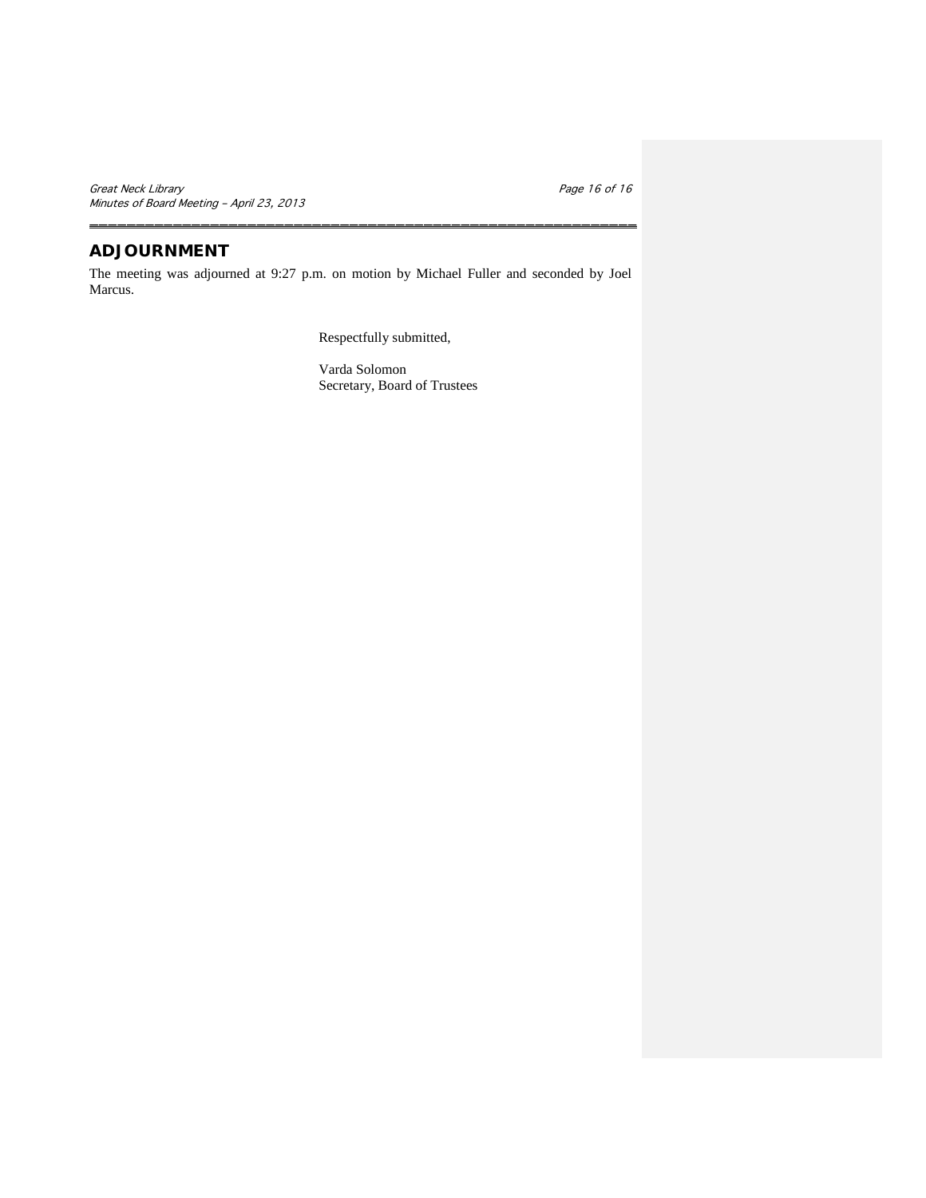## ADJOURNMENT

The meeting was adjourned at 9:27 p.m. on motion by Michael Fuller and seconded by Joel Marcus.

Respectfully submitted,

Varda Solomon
Secretary, Board of Trustees